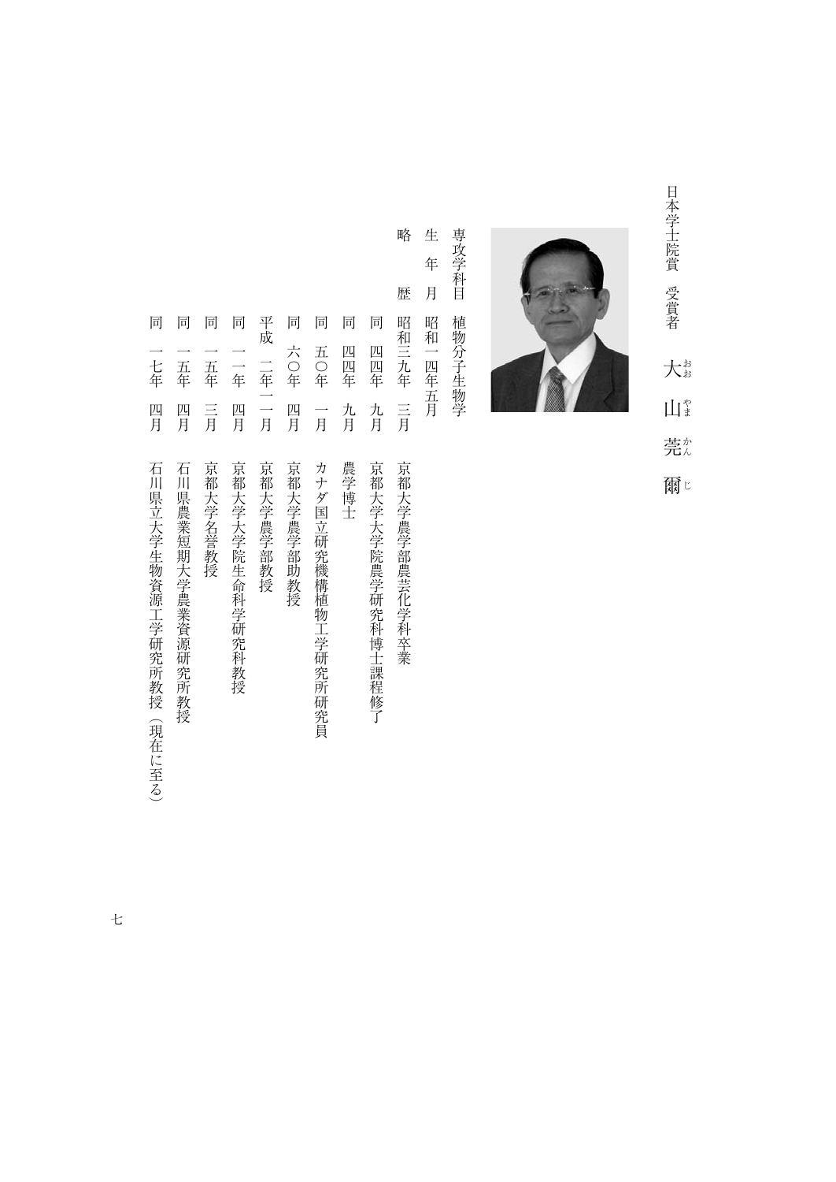日本学士院賞　受賞者

# 大山莞爾（おおやま かんじ）

専攻学科目　植物分子生物学

生　年　月　昭和一四年五月

略　　　歴

| | | |
|---|---|---|
| 昭和三九年 | 三月 | 京都大学農学部農芸化学科卒業 |
| 同　四四年 | 九月 | 京都大学大学院農学研究科博士課程修了 |
| 同　四四年 | 九月 | 農学博士 |
| 同　五〇年 | 一月 | カナダ国立研究機構植物工学研究所研究員 |
| 同　六〇年 | 四月 | 京都大学農学部助教授 |
| 平成　二年 | 一一月 | 京都大学農学部教授 |
| 同　一一年 | 四月 | 京都大学大学院生命科学研究科教授 |
| 同　一五年 | 三月 | 京都大学名誉教授 |
| 同　一五年 | 四月 | 石川県農業短期大学農業資源研究所教授 |
| 同　一七年 | 四月 | 石川県立大学生物資源工学研究所教授（現在に至る） |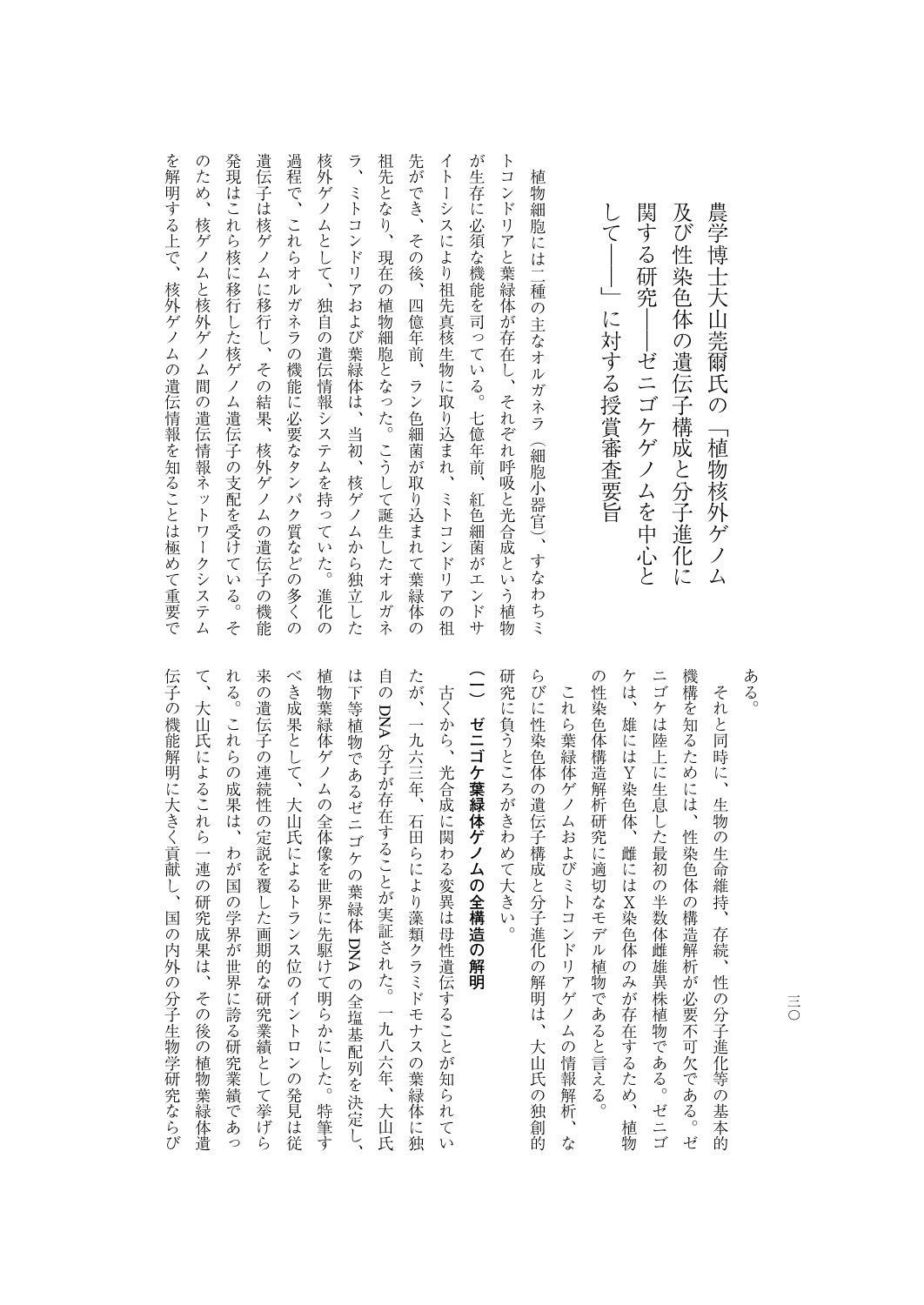# 農学博士大山莞爾氏の「植物核外ゲノム及び性染色体の遺伝子構成と分子進化に関する研究――ゼニゴケゲノムを中心として――」に対する授賞審査要旨

植物細胞には二種の主なオルガネラ（細胞小器官）、すなわちミトコンドリアと葉緑体が存在し、それぞれ呼吸と光合成という植物が生存に必須な機能を司っている。七億年前、紅色細菌がエンドサイトーシスにより祖先真核生物に取り込まれ、ミトコンドリアの祖先ができ、その後、四億年前、ラン色細菌が取り込まれて葉緑体の祖先となり、現在の植物細胞となった。こうして誕生したオルガネラ、ミトコンドリアおよび葉緑体は、当初、核ゲノムから独立した核外ゲノムとして、独自の遺伝情報システムを持っていた。進化の過程で、これらオルガネラの機能に必要なタンパク質などの多くの遺伝子は核ゲノムに移行し、その結果、核外ゲノムの遺伝子の機能発現はこれら核に移行した核ゲノム遺伝子の支配を受けている。そのため、核ゲノムと核外ゲノム間の遺伝情報ネットワークシステムを解明する上で、核外ゲノムの遺伝情報を知ることは極めて重要である。

それと同時に、生物の生命維持、存続、性の分子進化等の基本的機構を知るためには、性染色体の構造解析が必要不可欠である。ゼニゴケは陸上に生息した最初の半数体雌雄異株植物である。ゼニゴケは、雄にはY染色体、雌にはX染色体のみが存在するため、植物の性染色体構造解析研究に適切なモデル植物であると言える。

これら葉緑体ゲノムおよびミトコンドリアゲノムの情報解析、ならびに性染色体の遺伝子構成と分子進化の解明は、大山氏の独創的研究に負うところがきわめて大きい。

## （一）ゼニゴケ葉緑体ゲノムの全構造の解明

古くから、光合成に関わる変異は母性遺伝することが知られていたが、一九六三年、石田らにより藻類クラミドモナスの葉緑体に独自のDNA分子が存在することが実証された。一九八六年、大山氏は下等植物であるゼニゴケの葉緑体DNAの全塩基配列を決定し、植物葉緑体ゲノムの全体像を世界に先駆けて明らかにした。特筆すべき成果として、大山氏によるトランス位のイントロンの発見は従来の遺伝子の連続性の定説を覆した画期的な研究業績として挙げられる。これらの成果は、わが国の学界が世界に誇る研究業績であって、大山氏によるこれら一連の研究成果は、その後の植物葉緑体遺伝子の機能解明に大きく貢献し、国の内外の分子生物学研究ならび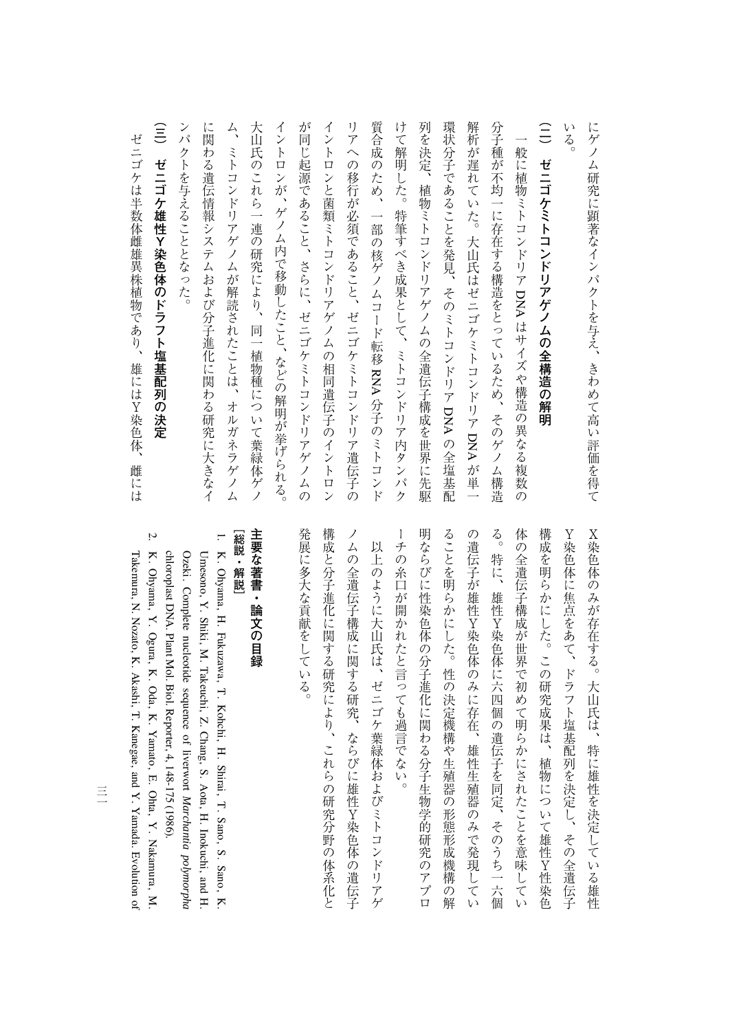にゲノム研究に顕著なインパクトを与え、きわめて高い評価を得ている。

### (二) ゼニゴケミトコンドリアゲノムの全構造の解明

一般に植物ミトコンドリアDNAはサイズや構造の異なる複数の分子種が不均一に存在する構造をとっているため、そのゲノム構造解析が遅れていた。大山氏はゼニゴケミトコンドリアDNAが単一環状分子であることを発見、そのミトコンドリアDNAの全塩基配列を決定、植物ミトコンドリアゲノムの全遺伝子構成を世界に先駆けて解明した。特筆すべき成果として、ミトコンドリア内タンパク質合成のため、一部の核ゲノムコード転移RNA分子のミトコンドリアへの移行が必須であること、ゼニゴケミトコンドリア遺伝子のイントロンと菌類ミトコンドリアゲノムの相同遺伝子のイントロンが同じ起源であること、さらに、ゼニゴケミトコンドリアゲノムのイントロンが、ゲノム内で移動したこと、などの解明が挙げられる。大山氏のこれら一連の研究により、同一植物種について葉緑体ゲノム、ミトコンドリアゲノムが解読されたことは、オルガネラゲノムに関わる遺伝情報システムおよび分子進化に関わる研究に大きなインパクトを与えることとなった。

### (三) ゼニゴケ雄性Y染色体のドラフト塩基配列の決定

ゼニゴケは半数体雌雄異株植物であり、雄にはY染色体、雌にはX染色体のみが存在する。大山氏は、特に雄性を決定している雄性Y染色体に焦点をあて、ドラフト塩基配列を決定し、その全遺伝子構成を明らかにした。この研究成果は、植物について雄性Y性染色体の全遺伝子構成が世界で初めて明らかにされたことを意味している。特に、雄性Y染色体に六四個の遺伝子を同定、そのうち一六個の遺伝子が雄性Y染色体のみに存在、雄性生殖器のみで発現していることを明らかにした。性の決定機構や生殖器の形態形成機構の解明ならびに性染色体の分子進化に関わる分子生物学的研究のアプローチの糸口が開かれたと言っても過言でない。

以上のように大山氏は、ゼニゴケ葉緑体およびミトコンドリアゲノムの全遺伝子構成に関する研究、ならびに雄性Y染色体の遺伝子構成と分子進化に関する研究により、これらの研究分野の体系化と発展に多大な貢献をしている。

## 主要な著書・論文の目録

**［総説・解説］**

1. K. Ohyama, H. Fukuzawa, T. Kohchi, H. Shirai, T. Sano, S. Sano, K. Umesono, Y. Shiki, M. Takeuchi, Z. Chang, S. Aota, H. Inokuchi, and H. Ozeki. Complete nucleotide sequence of liverwort *Marchantia polymorpha* chloroplast DNA. Plant Mol. Biol. Reporter, 4, 148-175 (1986).
2. K. Ohyama, Y. Ogura, K. Oda, K. Yamato, E. Ohta, Y. Nakamura, M. Takemura, N. Nozato, K. Akashi, T. Kanegae, and Y. Yamada. Evolution of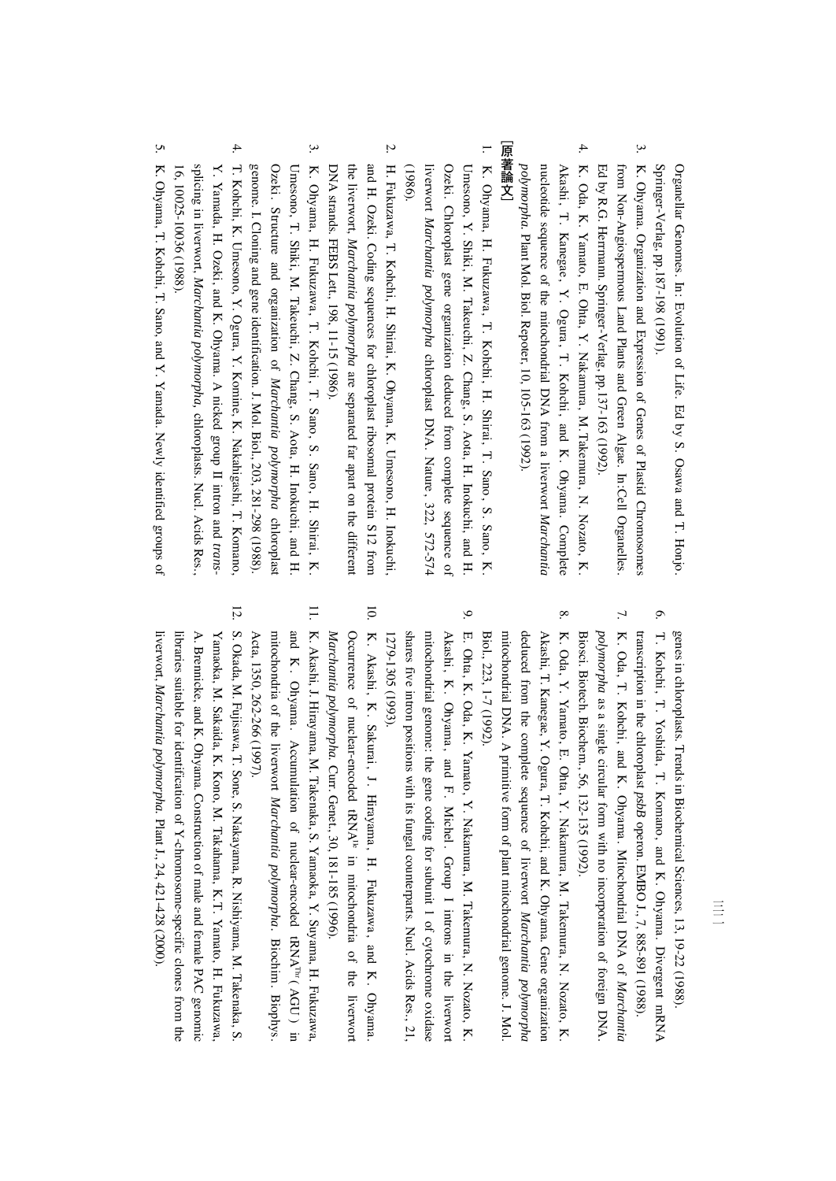Organellar Genomes. In: Evolution of Life. Ed by S. Osawa and T. Honjo. Springer-Verlag, pp.187-198 (1991).

3. K. Ohyama. Organization and Expression of Genes of Plastid Chromosomes from Non-Angiospermous Land Plants and Green Algae. In:Cell Organelles. Ed by R.G. Herrmann. Springer-Verlag, pp.137-163 (1992).
4. K. Oda, K. Yamato, E. Ohta, Y. Nakamura, M.Takemura, N. Nozato, K. Akashi, T. Kanegae, Y. Ogura, T. Kohchi, and K. Ohyama. Complete nucleotide sequence of the mitochondrial DNA from a liverwort *Marchantia polymorpha*. Plant Mol. Biol. Repoter, 10, 105-163 (1992).

## [原著論文]

1. K. Ohyama, H. Fukuzawa, T. Kohchi, H. Shirai, T. Sano, S. Sano, K. Umesono, Y. Shiki, M. Takeuchi, Z. Chang, S. Aota, H. Inokuchi, and H. Ozeki. Chloroplast gene organization deduced from complete sequence of liverwort *Marchantia polymorpha* chloroplast DNA. Nature, 322, 572-574 (1986).
2. H. Fukuzawa, T. Kohchi, H. Shirai, K. Ohyama, K. Umesono, H. Inokuchi, and H. Ozeki. Coding sequences for chloroplast ribosomal protein S12 from the liverwort, *Marchantia polymorpha* are separated far apart on the different DNA strands. FEBS Lett., 198, 11-15 (1986).
3. K. Ohyama, H. Fukuzawa, T. Kohchi, T. Sano, S. Sano, H. Shirai, K. Umesono, T. Shiki, M. Takeuchi, Z. Chang, S. Aota, H. Inokuchi, and H. Ozeki. Structure and organization of *Marchantia polymorpha* chloroplast genome. I.Cloning and gene identification. J.Mol. Biol., 203, 281-298 (1988).
4. T. Kohchi, K. Umesono, Y. Ogura, Y. Komine, K. Nakahigashi, T. Komano, Y. Yamada, H. Ozeki, and K. Ohyama. A nicked group II intron and *trans*-splicing in liverwort, *Marchantia polymorpha*, chloroplasts. Nucl. Acids Res., 16, 10025-10036 (1988).
5. K. Ohyama, T. Kohchi, T. Sano, and Y. Yamada. Newly identified groups of genes in chloroplasts. Trends in Biochemical Sciences, 13, 19-22 (1988).
6. T. Kohchi, T. Yoshida, T. Komano, and K. Ohyama. Divergent mRNA transcription in the chloroplast *psbB* operon. EMBO J., 7, 885-891 (1988).
7. K. Oda, T. Kohchi, and K. Ohyama. Mitochondrial DNA of *Marchantia polymorpha* as a single circular form with no incorporation of foreign DNA. Biosci. Biotech. Biochem., 56, 132-135 (1992).
8. K. Oda, Y. Yamato, E. Ohta, Y. Nakamura, M. Takemura, N. Nozato, K. Akashi, T. Kanegae, Y. Ogura, T. Kohchi, and K. Ohyama. Gene organization deduced from the complete sequence of liverwort *Marchantia polymorpha* mitochondrial DNA. A primitive form of plant mitochondrial genome. J. Mol. Biol., 223, 1-7 (1992).
9. E. Ohta, K. Oda, K. Yamato, Y. Nakamura, M. Takemura, N. Nozato, K. Akashi, K. Ohyama, and F. Michel. Group I introns in the liverwort mitochondrial genome: the gene coding for subunit 1 of cytochrome oxidase shares five intron positions with its fungal counterparts. Nucl. Acids Res., 21, 1279-1305 (1993).
10. K. Akashi, K. Sakurai, J. Hirayama, H. Fukuzawa, and K. Ohyama. Occurrence of nuclear-encoded $tRNA^{Ile}$ in mitochondria of the liverwort *Marchantia polymorpha*. Curr. Genet., 30, 181-185 (1996).
11. K. Akashi, J. Hirayama, M. Takenaka, S. Yamaoka, Y. Suyama, H. Fukuzawa, and K. Ohyama. Accumulation of nuclear-encoded $tRNA^{Thr}$ ( AGU ) in mitochondria of the liverwort *Marchantia polymorpha*. Biochim. Biophys. Acta, 1350, 262-266 (1997).
12. S. Okada, M. Fujisawa, T. Sone, S. Nakayama, R. Nishiyama, M. Takenaka, S. Yamaoka, M. Sakaida, K. Kono, M. Takahama, K.T. Yamato, H. Fukuzawa, A. Brennicke, and K. Ohyama. Construction of male and female PAC genomic libraries suitable for identification of Y-chromosome-specific clones from the liverwort, *Marchantia polymorpha*. Plant J., 24, 421-428 (2000).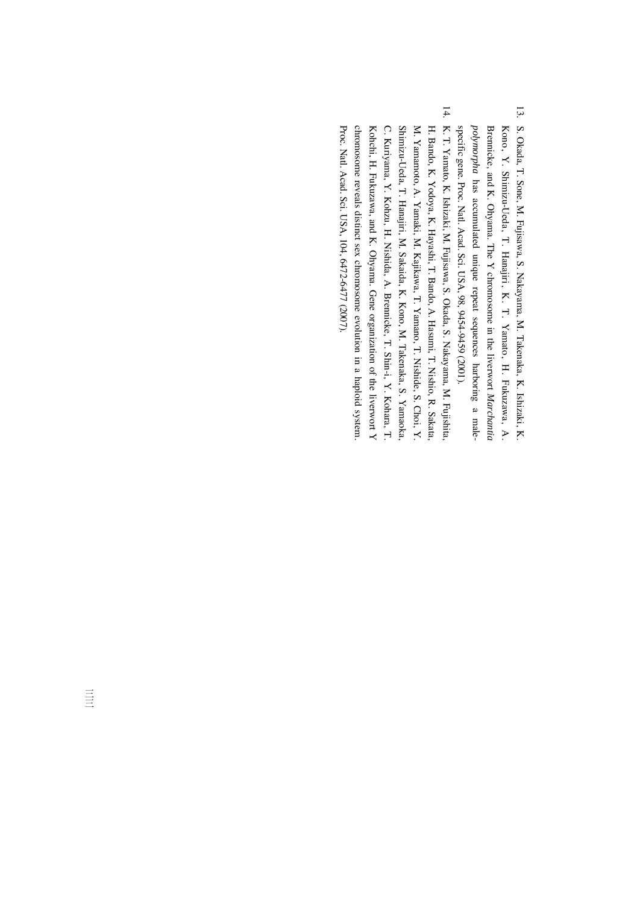13. S. Okada, T. Sone, M. Fujisawa, S. Nakayama, M. Takenaka, K. Ishizaki, K. Kono, Y. Shimizu-Ueda, T. Hanajiri, K. T. Yamato, H. Fukuzawa, A. Brennicke, and K. Ohyama. The Y chromosome in the liverwort *Marchantia polymorpha* has accumulated unique repeat sequences harboring a male-specific gene. Proc. Natl. Acad. Sci. USA, 98, 9454-9459 (2001).
14. K. T. Yamato, K. Ishizaki, M. Fujisawa, S. Okada, S. Nakayama, M. Fujishita, H. Bando, K. Yodoya, K. Hayashi, T. Bando, A. Hasumi, T. Nishio, R. Sakata, M. Yamamoto, A. Yamaki, M. Kajikawa, T. Yamano, T. Nishide, S. Choi, Y. Shimizu-Ueda, T. Hanajiri, M. Sakaida, K. Kono, M. Takenaka, S. Yamaoka, C. Kuriyama, Y. Kohzu, H. Nishida, A. Brennicke, T. Shin-i, Y. Kohara, T. Kohchi, H. Fukuzawa, and K. Ohyama. Gene organization of the liverwort Y chromosome reveals distinct sex chromosome evolution in a haploid system. Proc. Natl. Acad. Sci. USA, 104, 6472-6477 (2007).